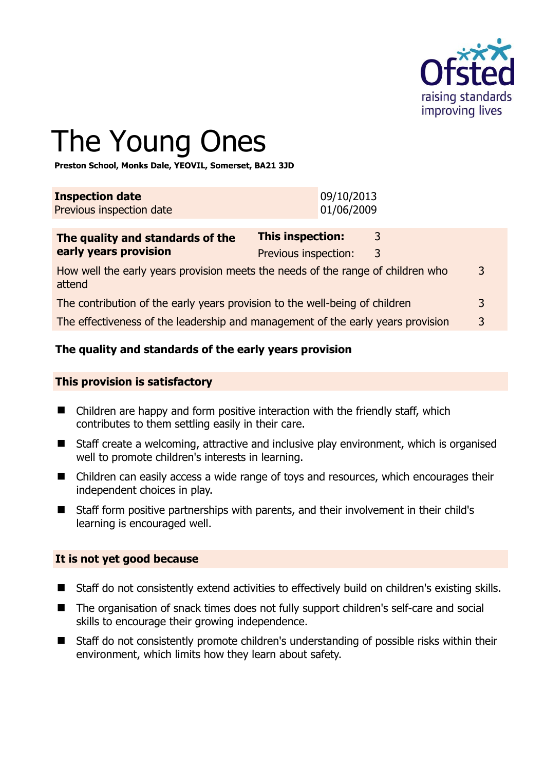# The Young Ones

**Preston School, Monks Dale, YEOVIL, Somerset, BA21 3JD**

| **Inspection date** | 09/10/2013 |
|---|---|
| Previous inspection date | 01/06/2009 |

| **The quality and standards of the early years provision** | **This inspection:** | 3 |
|---|---|---|
| | Previous inspection: | 3 |
| How well the early years provision meets the needs of the range of children who attend | | 3 |
| The contribution of the early years provision to the well-being of children | | 3 |
| The effectiveness of the leadership and management of the early years provision | | 3 |

## The quality and standards of the early years provision

### This provision is satisfactory

- Children are happy and form positive interaction with the friendly staff, which contributes to them settling easily in their care.
- Staff create a welcoming, attractive and inclusive play environment, which is organised well to promote children's interests in learning.
- Children can easily access a wide range of toys and resources, which encourages their independent choices in play.
- Staff form positive partnerships with parents, and their involvement in their child's learning is encouraged well.

### It is not yet good because

- Staff do not consistently extend activities to effectively build on children's existing skills.
- The organisation of snack times does not fully support children's self-care and social skills to encourage their growing independence.
- Staff do not consistently promote children's understanding of possible risks within their environment, which limits how they learn about safety.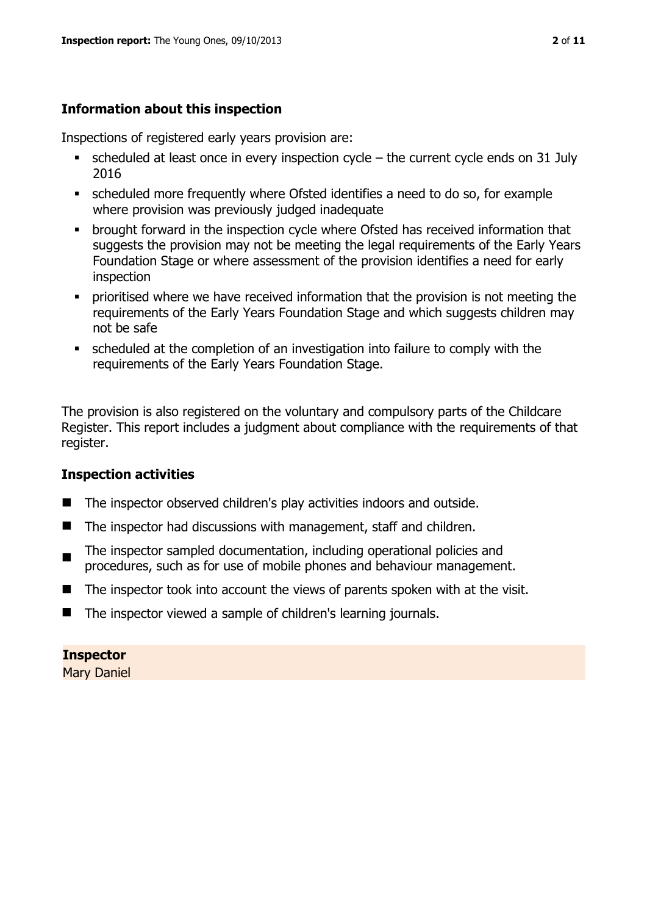## Information about this inspection

Inspections of registered early years provision are:

- scheduled at least once in every inspection cycle – the current cycle ends on 31 July 2016
- scheduled more frequently where Ofsted identifies a need to do so, for example where provision was previously judged inadequate
- brought forward in the inspection cycle where Ofsted has received information that suggests the provision may not be meeting the legal requirements of the Early Years Foundation Stage or where assessment of the provision identifies a need for early inspection
- prioritised where we have received information that the provision is not meeting the requirements of the Early Years Foundation Stage and which suggests children may not be safe
- scheduled at the completion of an investigation into failure to comply with the requirements of the Early Years Foundation Stage.

The provision is also registered on the voluntary and compulsory parts of the Childcare Register. This report includes a judgment about compliance with the requirements of that register.

## Inspection activities

- The inspector observed children's play activities indoors and outside.
- The inspector had discussions with management, staff and children.
- The inspector sampled documentation, including operational policies and procedures, such as for use of mobile phones and behaviour management.
- The inspector took into account the views of parents spoken with at the visit.
- The inspector viewed a sample of children's learning journals.

**Inspector**
Mary Daniel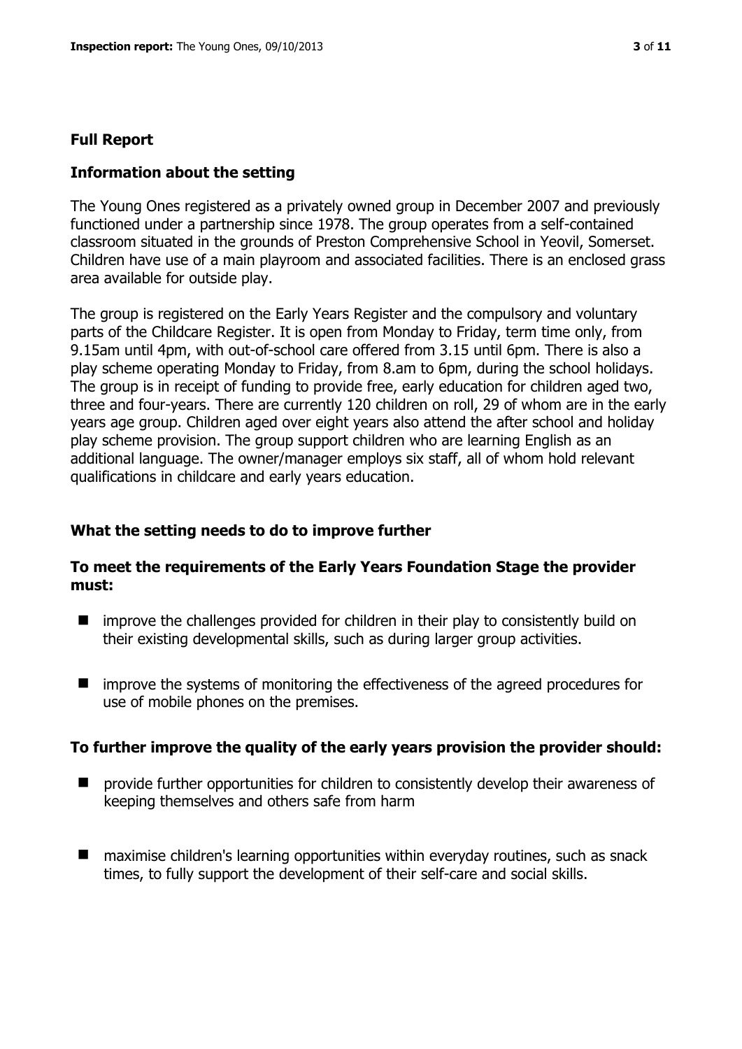## Full Report

### Information about the setting

The Young Ones registered as a privately owned group in December 2007 and previously functioned under a partnership since 1978. The group operates from a self-contained classroom situated in the grounds of Preston Comprehensive School in Yeovil, Somerset. Children have use of a main playroom and associated facilities. There is an enclosed grass area available for outside play.

The group is registered on the Early Years Register and the compulsory and voluntary parts of the Childcare Register. It is open from Monday to Friday, term time only, from 9.15am until 4pm, with out-of-school care offered from 3.15 until 6pm. There is also a play scheme operating Monday to Friday, from 8.am to 6pm, during the school holidays. The group is in receipt of funding to provide free, early education for children aged two, three and four-years. There are currently 120 children on roll, 29 of whom are in the early years age group. Children aged over eight years also attend the after school and holiday play scheme provision. The group support children who are learning English as an additional language. The owner/manager employs six staff, all of whom hold relevant qualifications in childcare and early years education.

### What the setting needs to do to improve further

#### To meet the requirements of the Early Years Foundation Stage the provider must:

- improve the challenges provided for children in their play to consistently build on their existing developmental skills, such as during larger group activities.
- improve the systems of monitoring the effectiveness of the agreed procedures for use of mobile phones on the premises.

#### To further improve the quality of the early years provision the provider should:

- provide further opportunities for children to consistently develop their awareness of keeping themselves and others safe from harm
- maximise children's learning opportunities within everyday routines, such as snack times, to fully support the development of their self-care and social skills.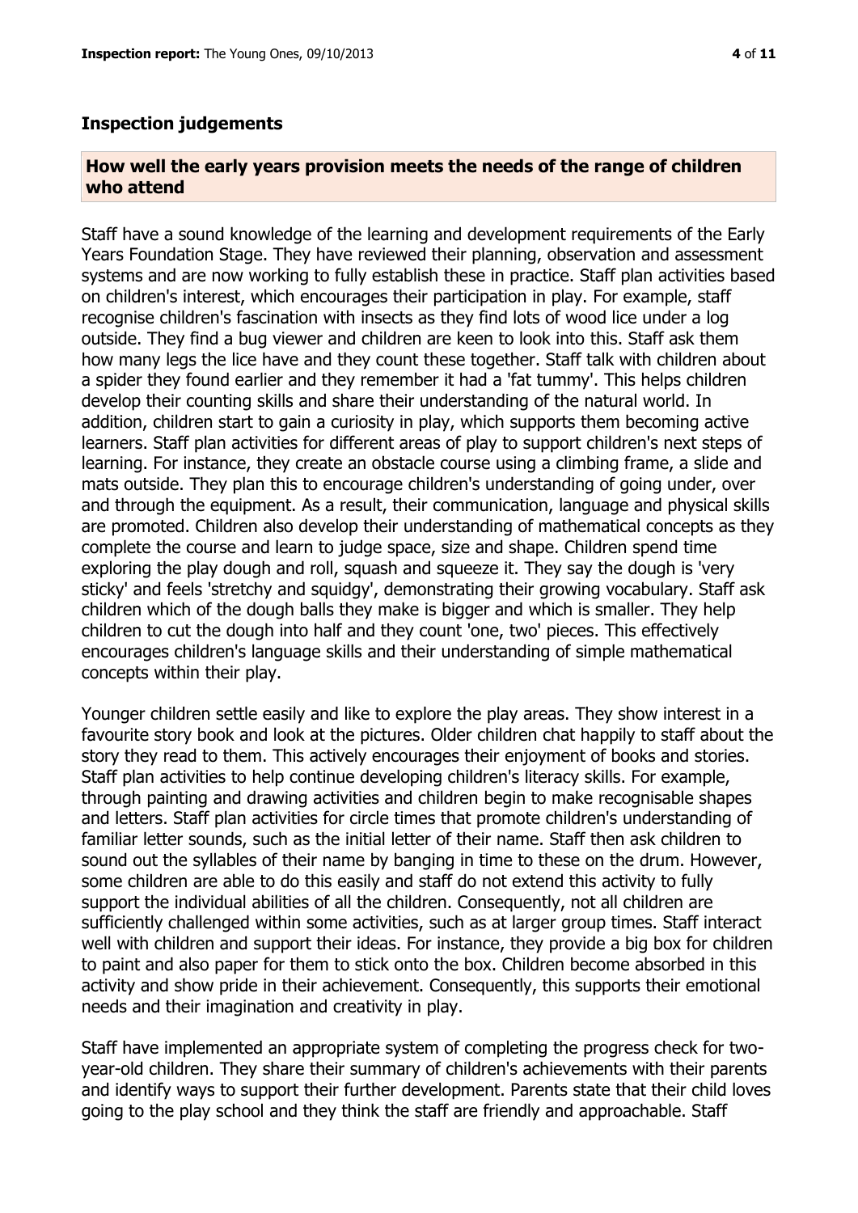## Inspection judgements

### How well the early years provision meets the needs of the range of children who attend

Staff have a sound knowledge of the learning and development requirements of the Early Years Foundation Stage. They have reviewed their planning, observation and assessment systems and are now working to fully establish these in practice. Staff plan activities based on children's interest, which encourages their participation in play. For example, staff recognise children's fascination with insects as they find lots of wood lice under a log outside. They find a bug viewer and children are keen to look into this. Staff ask them how many legs the lice have and they count these together. Staff talk with children about a spider they found earlier and they remember it had a 'fat tummy'. This helps children develop their counting skills and share their understanding of the natural world. In addition, children start to gain a curiosity in play, which supports them becoming active learners. Staff plan activities for different areas of play to support children's next steps of learning. For instance, they create an obstacle course using a climbing frame, a slide and mats outside. They plan this to encourage children's understanding of going under, over and through the equipment. As a result, their communication, language and physical skills are promoted. Children also develop their understanding of mathematical concepts as they complete the course and learn to judge space, size and shape. Children spend time exploring the play dough and roll, squash and squeeze it. They say the dough is 'very sticky' and feels 'stretchy and squidgy', demonstrating their growing vocabulary. Staff ask children which of the dough balls they make is bigger and which is smaller. They help children to cut the dough into half and they count 'one, two' pieces. This effectively encourages children's language skills and their understanding of simple mathematical concepts within their play.

Younger children settle easily and like to explore the play areas. They show interest in a favourite story book and look at the pictures. Older children chat happily to staff about the story they read to them. This actively encourages their enjoyment of books and stories. Staff plan activities to help continue developing children's literacy skills. For example, through painting and drawing activities and children begin to make recognisable shapes and letters. Staff plan activities for circle times that promote children's understanding of familiar letter sounds, such as the initial letter of their name. Staff then ask children to sound out the syllables of their name by banging in time to these on the drum. However, some children are able to do this easily and staff do not extend this activity to fully support the individual abilities of all the children. Consequently, not all children are sufficiently challenged within some activities, such as at larger group times. Staff interact well with children and support their ideas. For instance, they provide a big box for children to paint and also paper for them to stick onto the box. Children become absorbed in this activity and show pride in their achievement. Consequently, this supports their emotional needs and their imagination and creativity in play.

Staff have implemented an appropriate system of completing the progress check for two-year-old children. They share their summary of children's achievements with their parents and identify ways to support their further development. Parents state that their child loves going to the play school and they think the staff are friendly and approachable. Staff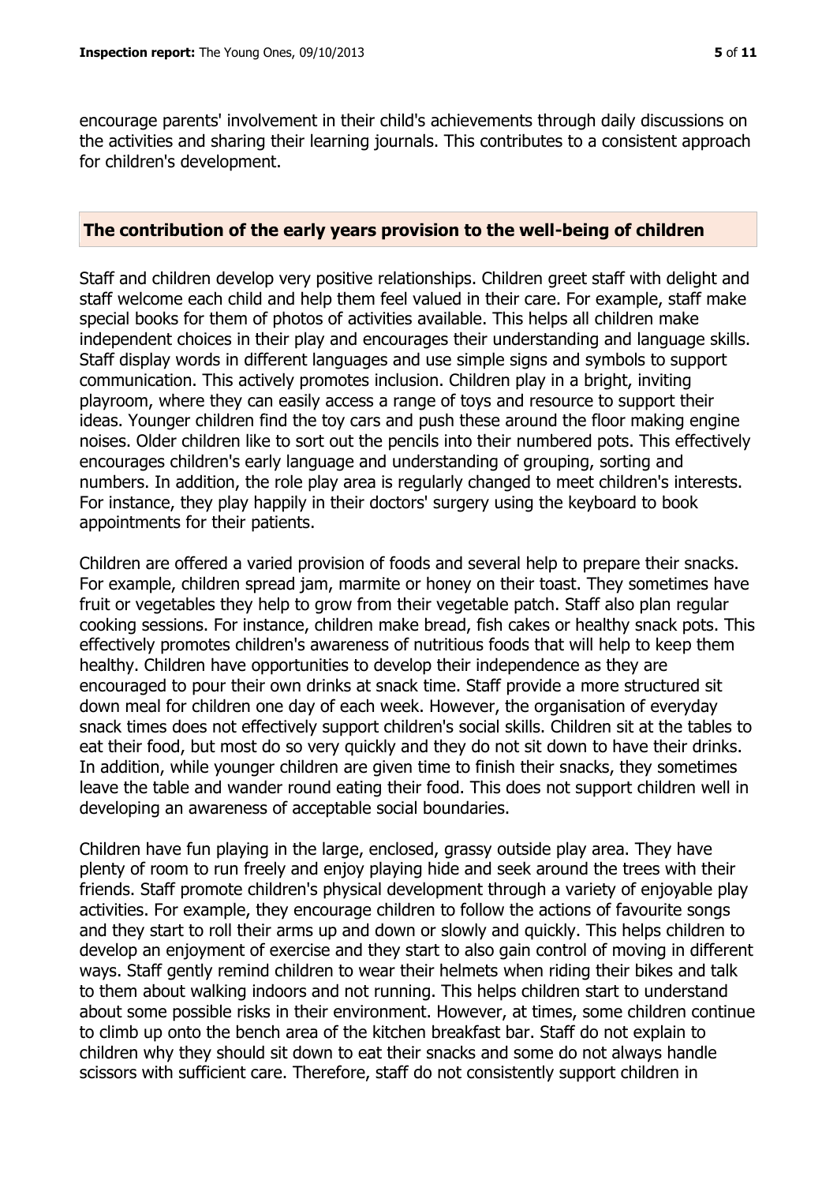encourage parents' involvement in their child's achievements through daily discussions on the activities and sharing their learning journals. This contributes to a consistent approach for children's development.

## The contribution of the early years provision to the well-being of children

Staff and children develop very positive relationships. Children greet staff with delight and staff welcome each child and help them feel valued in their care. For example, staff make special books for them of photos of activities available. This helps all children make independent choices in their play and encourages their understanding and language skills. Staff display words in different languages and use simple signs and symbols to support communication. This actively promotes inclusion. Children play in a bright, inviting playroom, where they can easily access a range of toys and resource to support their ideas. Younger children find the toy cars and push these around the floor making engine noises. Older children like to sort out the pencils into their numbered pots. This effectively encourages children's early language and understanding of grouping, sorting and numbers. In addition, the role play area is regularly changed to meet children's interests. For instance, they play happily in their doctors' surgery using the keyboard to book appointments for their patients.

Children are offered a varied provision of foods and several help to prepare their snacks. For example, children spread jam, marmite or honey on their toast. They sometimes have fruit or vegetables they help to grow from their vegetable patch. Staff also plan regular cooking sessions. For instance, children make bread, fish cakes or healthy snack pots. This effectively promotes children's awareness of nutritious foods that will help to keep them healthy. Children have opportunities to develop their independence as they are encouraged to pour their own drinks at snack time. Staff provide a more structured sit down meal for children one day of each week. However, the organisation of everyday snack times does not effectively support children's social skills. Children sit at the tables to eat their food, but most do so very quickly and they do not sit down to have their drinks. In addition, while younger children are given time to finish their snacks, they sometimes leave the table and wander round eating their food. This does not support children well in developing an awareness of acceptable social boundaries.

Children have fun playing in the large, enclosed, grassy outside play area. They have plenty of room to run freely and enjoy playing hide and seek around the trees with their friends. Staff promote children's physical development through a variety of enjoyable play activities. For example, they encourage children to follow the actions of favourite songs and they start to roll their arms up and down or slowly and quickly. This helps children to develop an enjoyment of exercise and they start to also gain control of moving in different ways. Staff gently remind children to wear their helmets when riding their bikes and talk to them about walking indoors and not running. This helps children start to understand about some possible risks in their environment. However, at times, some children continue to climb up onto the bench area of the kitchen breakfast bar. Staff do not explain to children why they should sit down to eat their snacks and some do not always handle scissors with sufficient care. Therefore, staff do not consistently support children in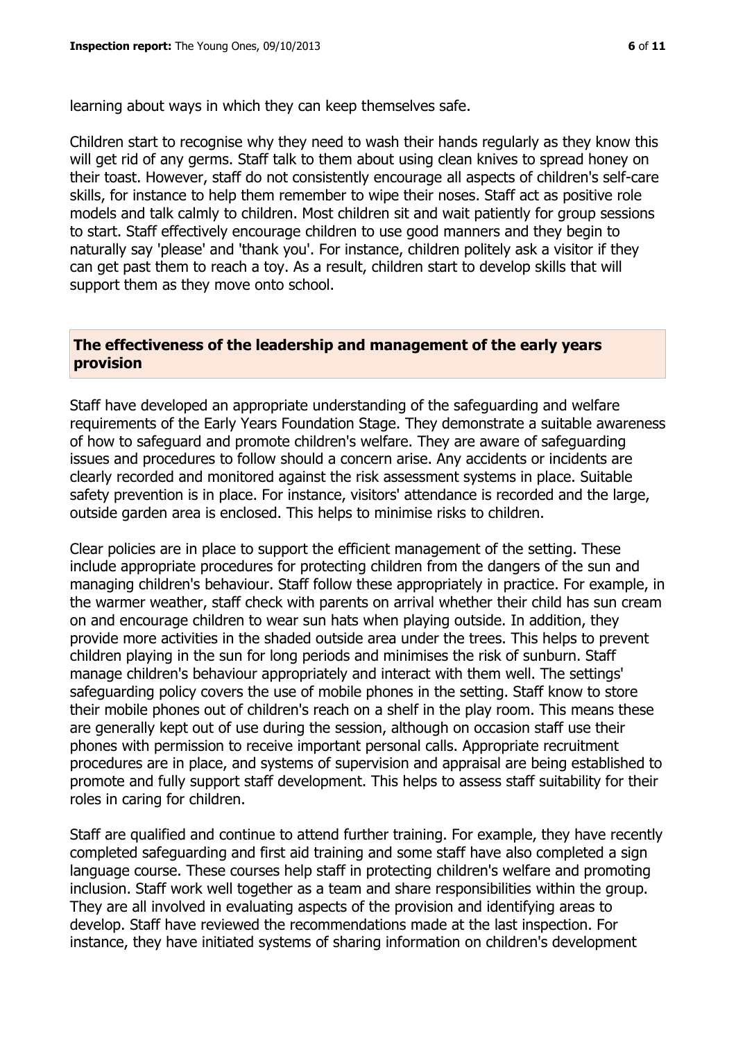learning about ways in which they can keep themselves safe.

Children start to recognise why they need to wash their hands regularly as they know this will get rid of any germs. Staff talk to them about using clean knives to spread honey on their toast. However, staff do not consistently encourage all aspects of children's self-care skills, for instance to help them remember to wipe their noses. Staff act as positive role models and talk calmly to children. Most children sit and wait patiently for group sessions to start. Staff effectively encourage children to use good manners and they begin to naturally say 'please' and 'thank you'. For instance, children politely ask a visitor if they can get past them to reach a toy. As a result, children start to develop skills that will support them as they move onto school.

## The effectiveness of the leadership and management of the early years provision

Staff have developed an appropriate understanding of the safeguarding and welfare requirements of the Early Years Foundation Stage. They demonstrate a suitable awareness of how to safeguard and promote children's welfare. They are aware of safeguarding issues and procedures to follow should a concern arise. Any accidents or incidents are clearly recorded and monitored against the risk assessment systems in place. Suitable safety prevention is in place. For instance, visitors' attendance is recorded and the large, outside garden area is enclosed. This helps to minimise risks to children.

Clear policies are in place to support the efficient management of the setting. These include appropriate procedures for protecting children from the dangers of the sun and managing children's behaviour. Staff follow these appropriately in practice. For example, in the warmer weather, staff check with parents on arrival whether their child has sun cream on and encourage children to wear sun hats when playing outside. In addition, they provide more activities in the shaded outside area under the trees. This helps to prevent children playing in the sun for long periods and minimises the risk of sunburn. Staff manage children's behaviour appropriately and interact with them well. The settings' safeguarding policy covers the use of mobile phones in the setting. Staff know to store their mobile phones out of children's reach on a shelf in the play room. This means these are generally kept out of use during the session, although on occasion staff use their phones with permission to receive important personal calls. Appropriate recruitment procedures are in place, and systems of supervision and appraisal are being established to promote and fully support staff development. This helps to assess staff suitability for their roles in caring for children.

Staff are qualified and continue to attend further training. For example, they have recently completed safeguarding and first aid training and some staff have also completed a sign language course. These courses help staff in protecting children's welfare and promoting inclusion. Staff work well together as a team and share responsibilities within the group. They are all involved in evaluating aspects of the provision and identifying areas to develop. Staff have reviewed the recommendations made at the last inspection. For instance, they have initiated systems of sharing information on children's development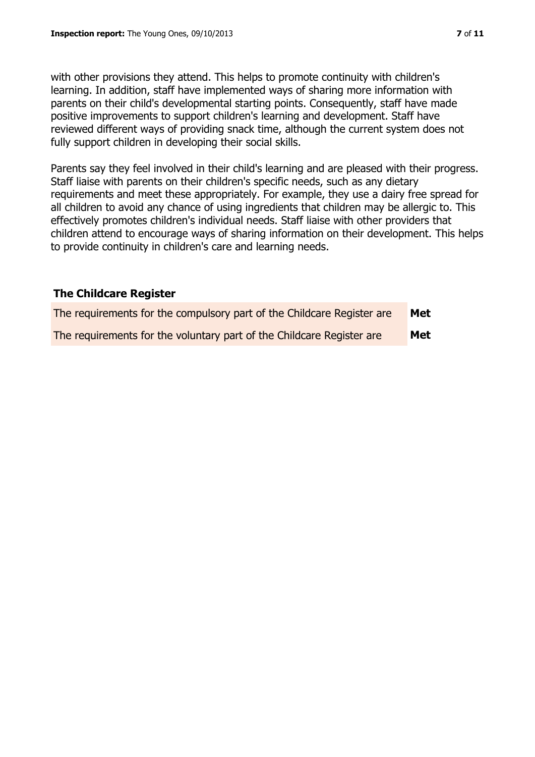with other provisions they attend. This helps to promote continuity with children's learning. In addition, staff have implemented ways of sharing more information with parents on their child's developmental starting points. Consequently, staff have made positive improvements to support children's learning and development. Staff have reviewed different ways of providing snack time, although the current system does not fully support children in developing their social skills.

Parents say they feel involved in their child's learning and are pleased with their progress. Staff liaise with parents on their children's specific needs, such as any dietary requirements and meet these appropriately. For example, they use a dairy free spread for all children to avoid any chance of using ingredients that children may be allergic to. This effectively promotes children's individual needs. Staff liaise with other providers that children attend to encourage ways of sharing information on their development. This helps to provide continuity in children's care and learning needs.

## The Childcare Register

| | |
|---|---|
| The requirements for the compulsory part of the Childcare Register are | **Met** |
| The requirements for the voluntary part of the Childcare Register are | **Met** |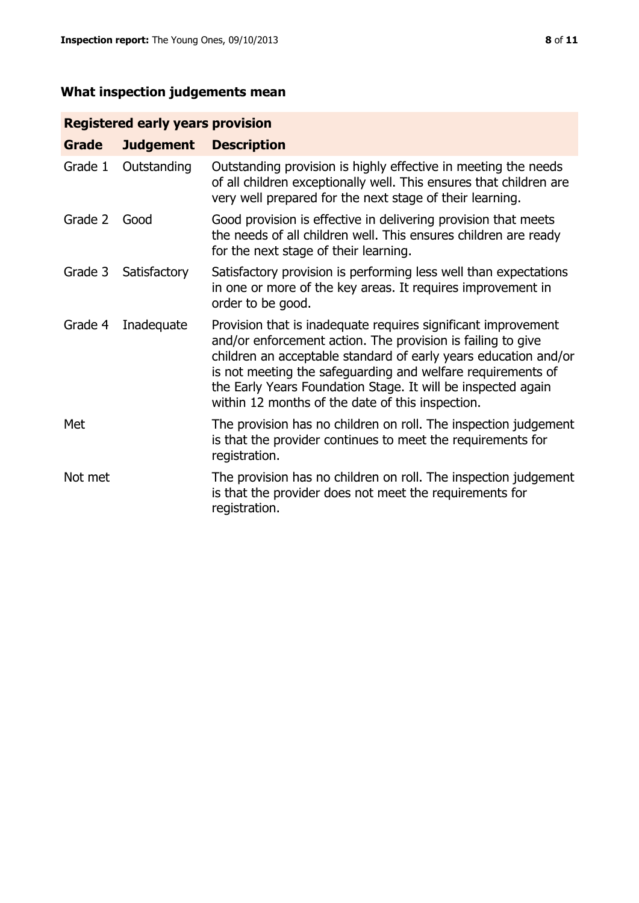## What inspection judgements mean

| Registered early years provision | | |
|---|---|---|
| **Grade** | **Judgement** | **Description** |
| Grade 1 | Outstanding | Outstanding provision is highly effective in meeting the needs of all children exceptionally well. This ensures that children are very well prepared for the next stage of their learning. |
| Grade 2 | Good | Good provision is effective in delivering provision that meets the needs of all children well. This ensures children are ready for the next stage of their learning. |
| Grade 3 | Satisfactory | Satisfactory provision is performing less well than expectations in one or more of the key areas. It requires improvement in order to be good. |
| Grade 4 | Inadequate | Provision that is inadequate requires significant improvement and/or enforcement action. The provision is failing to give children an acceptable standard of early years education and/or is not meeting the safeguarding and welfare requirements of the Early Years Foundation Stage. It will be inspected again within 12 months of the date of this inspection. |
| Met | | The provision has no children on roll. The inspection judgement is that the provider continues to meet the requirements for registration. |
| Not met | | The provision has no children on roll. The inspection judgement is that the provider does not meet the requirements for registration. |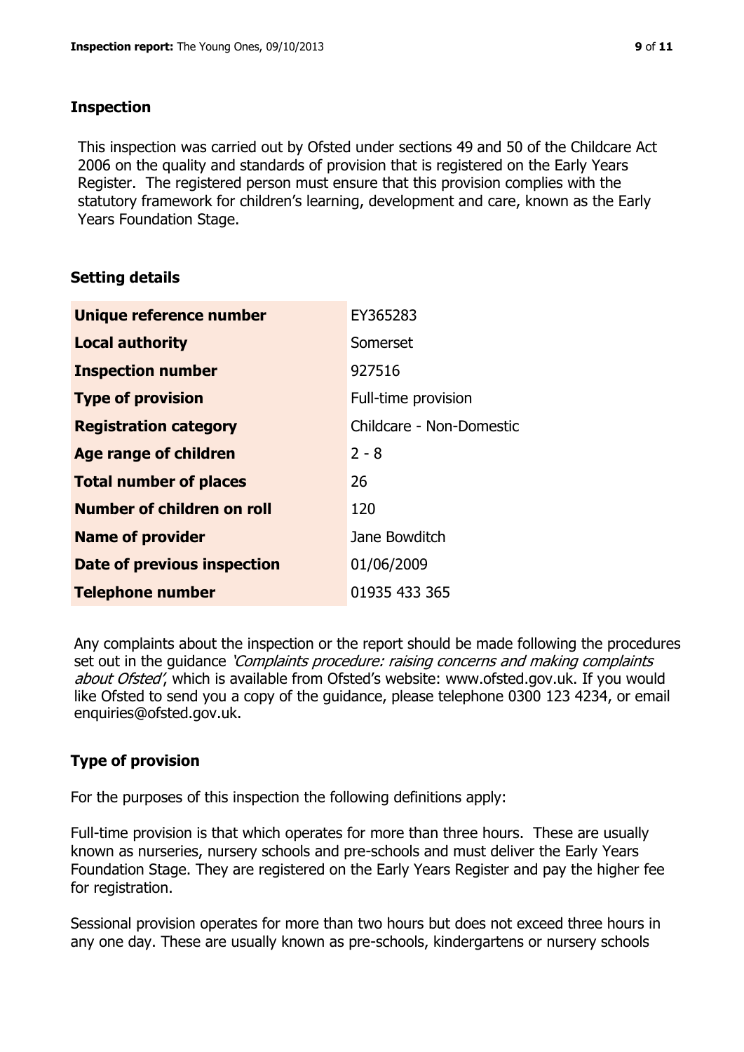## Inspection

This inspection was carried out by Ofsted under sections 49 and 50 of the Childcare Act 2006 on the quality and standards of provision that is registered on the Early Years Register. The registered person must ensure that this provision complies with the statutory framework for children's learning, development and care, known as the Early Years Foundation Stage.

## Setting details

| | |
|---|---|
| **Unique reference number** | EY365283 |
| **Local authority** | Somerset |
| **Inspection number** | 927516 |
| **Type of provision** | Full-time provision |
| **Registration category** | Childcare - Non-Domestic |
| **Age range of children** | 2 - 8 |
| **Total number of places** | 26 |
| **Number of children on roll** | 120 |
| **Name of provider** | Jane Bowditch |
| **Date of previous inspection** | 01/06/2009 |
| **Telephone number** | 01935 433 365 |

Any complaints about the inspection or the report should be made following the procedures set out in the guidance *'Complaints procedure: raising concerns and making complaints about Ofsted'*, which is available from Ofsted's website: www.ofsted.gov.uk. If you would like Ofsted to send you a copy of the guidance, please telephone 0300 123 4234, or email enquiries@ofsted.gov.uk.

## Type of provision

For the purposes of this inspection the following definitions apply:

Full-time provision is that which operates for more than three hours. These are usually known as nurseries, nursery schools and pre-schools and must deliver the Early Years Foundation Stage. They are registered on the Early Years Register and pay the higher fee for registration.

Sessional provision operates for more than two hours but does not exceed three hours in any one day. These are usually known as pre-schools, kindergartens or nursery schools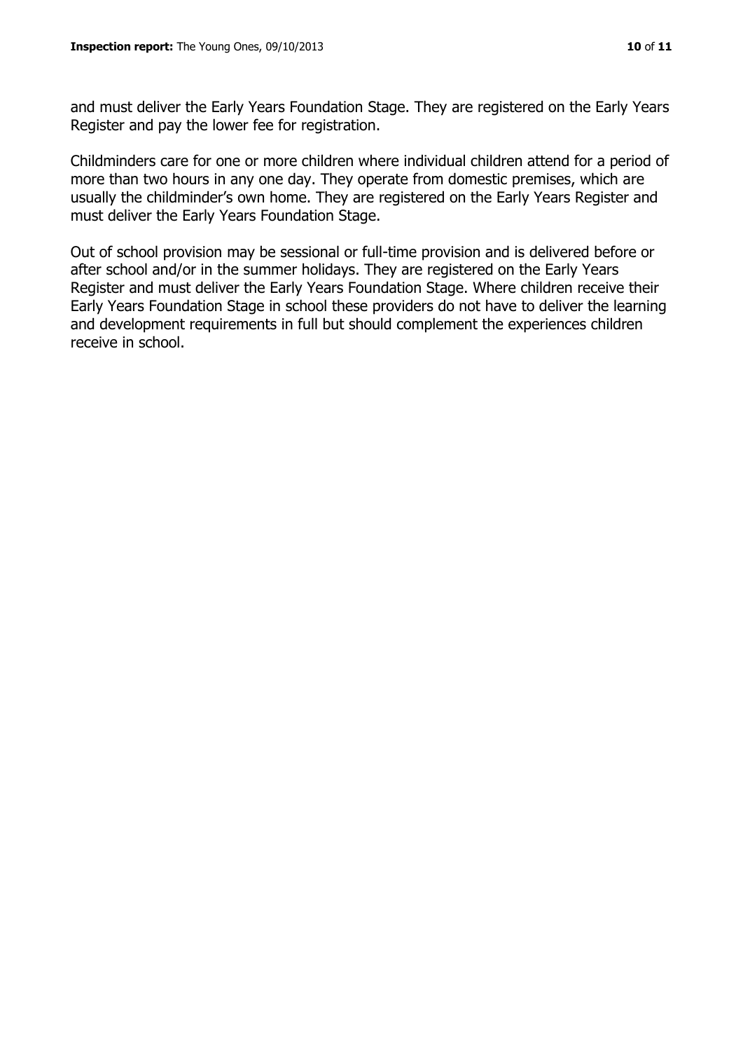and must deliver the Early Years Foundation Stage. They are registered on the Early Years Register and pay the lower fee for registration.

Childminders care for one or more children where individual children attend for a period of more than two hours in any one day. They operate from domestic premises, which are usually the childminder's own home. They are registered on the Early Years Register and must deliver the Early Years Foundation Stage.

Out of school provision may be sessional or full-time provision and is delivered before or after school and/or in the summer holidays. They are registered on the Early Years Register and must deliver the Early Years Foundation Stage. Where children receive their Early Years Foundation Stage in school these providers do not have to deliver the learning and development requirements in full but should complement the experiences children receive in school.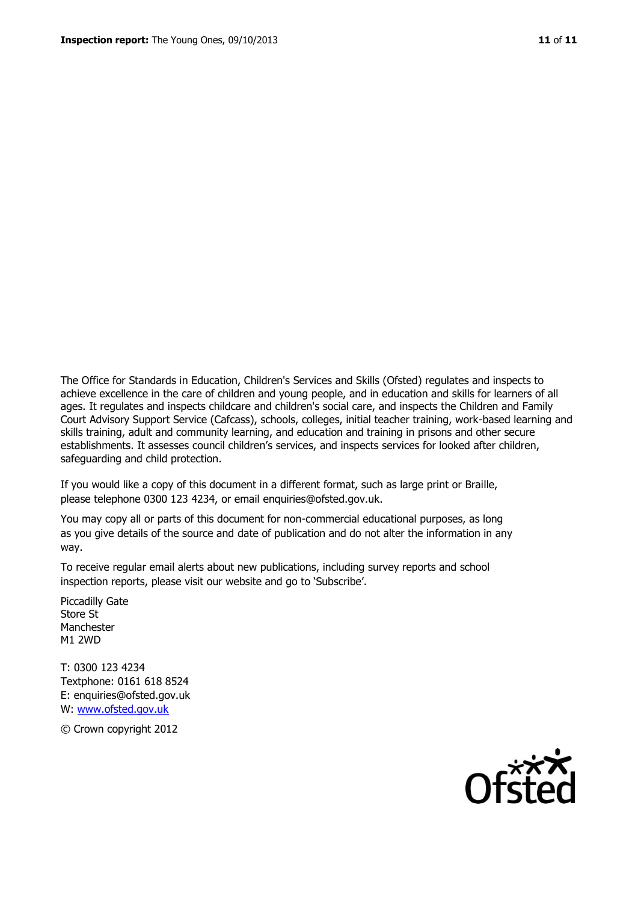The Office for Standards in Education, Children's Services and Skills (Ofsted) regulates and inspects to achieve excellence in the care of children and young people, and in education and skills for learners of all ages. It regulates and inspects childcare and children's social care, and inspects the Children and Family Court Advisory Support Service (Cafcass), schools, colleges, initial teacher training, work-based learning and skills training, adult and community learning, and education and training in prisons and other secure establishments. It assesses council children's services, and inspects services for looked after children, safeguarding and child protection.

If you would like a copy of this document in a different format, such as large print or Braille, please telephone 0300 123 4234, or email enquiries@ofsted.gov.uk.

You may copy all or parts of this document for non-commercial educational purposes, as long as you give details of the source and date of publication and do not alter the information in any way.

To receive regular email alerts about new publications, including survey reports and school inspection reports, please visit our website and go to 'Subscribe'.

Piccadilly Gate
Store St
Manchester
M1 2WD

T: 0300 123 4234
Textphone: 0161 618 8524
E: enquiries@ofsted.gov.uk
W: [www.ofsted.gov.uk](http://www.ofsted.gov.uk)

© Crown copyright 2012

Ofsted